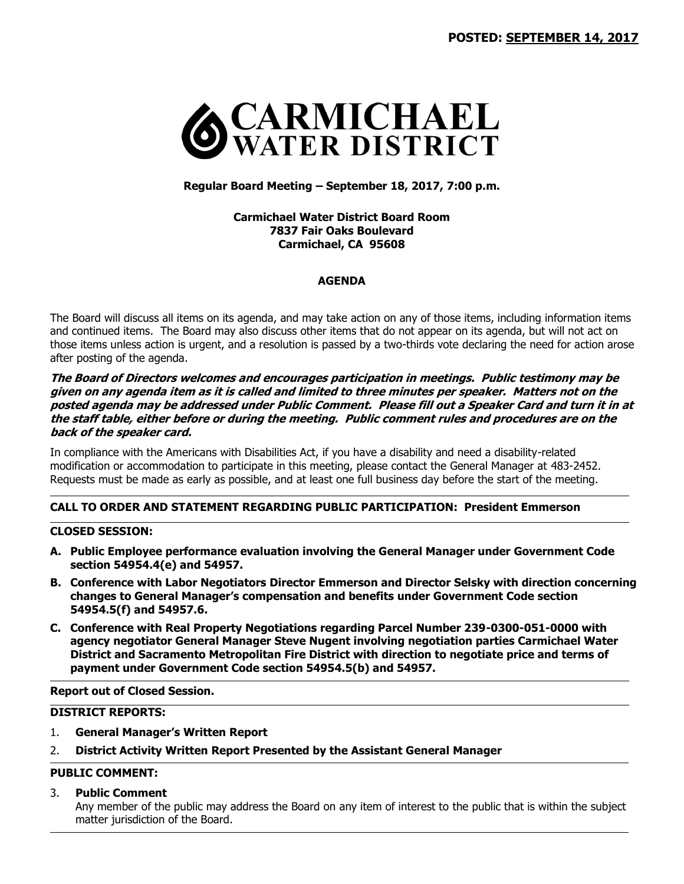**POSTED: SEPTEMBER 14, 2017**

# CARMICHAEL WATER DISTRICT

**Regular Board Meeting – September 18, 2017, 7:00 p.m.**

**Carmichael Water District Board Room**
**7837 Fair Oaks Boulevard**
**Carmichael, CA 95608**

## AGENDA

The Board will discuss all items on its agenda, and may take action on any of those items, including information items and continued items. The Board may also discuss other items that do not appear on its agenda, but will not act on those items unless action is urgent, and a resolution is passed by a two-thirds vote declaring the need for action arose after posting of the agenda.

***The Board of Directors welcomes and encourages participation in meetings. Public testimony may be given on any agenda item as it is called and limited to three minutes per speaker. Matters not on the posted agenda may be addressed under Public Comment. Please fill out a Speaker Card and turn it in at the staff table, either before or during the meeting. Public comment rules and procedures are on the back of the speaker card.***

In compliance with the Americans with Disabilities Act, if you have a disability and need a disability-related modification or accommodation to participate in this meeting, please contact the General Manager at 483-2452. Requests must be made as early as possible, and at least one full business day before the start of the meeting.

---

**CALL TO ORDER AND STATEMENT REGARDING PUBLIC PARTICIPATION: President Emmerson**

---

**CLOSED SESSION:**

- **A. Public Employee performance evaluation involving the General Manager under Government Code section 54954.4(e) and 54957.**
- **B. Conference with Labor Negotiators Director Emmerson and Director Selsky with direction concerning changes to General Manager's compensation and benefits under Government Code section 54954.5(f) and 54957.6.**
- **C. Conference with Real Property Negotiations regarding Parcel Number 239-0300-051-0000 with agency negotiator General Manager Steve Nugent involving negotiation parties Carmichael Water District and Sacramento Metropolitan Fire District with direction to negotiate price and terms of payment under Government Code section 54954.5(b) and 54957.**

---

**Report out of Closed Session.**

---

**DISTRICT REPORTS:**

1. **General Manager's Written Report**
2. **District Activity Written Report Presented by the Assistant General Manager**

---

**PUBLIC COMMENT:**

3. **Public Comment**
   Any member of the public may address the Board on any item of interest to the public that is within the subject matter jurisdiction of the Board.

---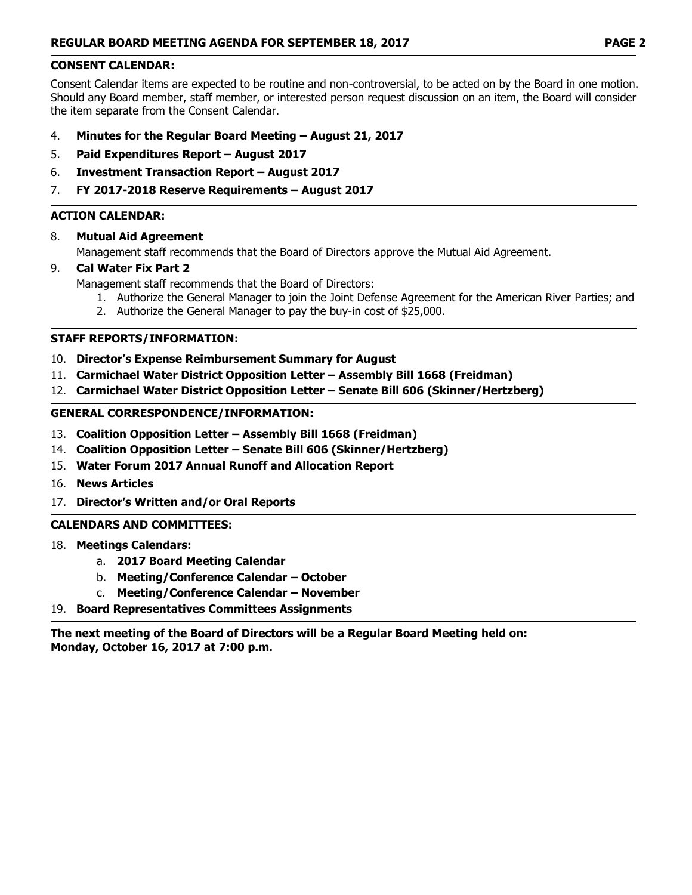## CONSENT CALENDAR:

Consent Calendar items are expected to be routine and non-controversial, to be acted on by the Board in one motion. Should any Board member, staff member, or interested person request discussion on an item, the Board will consider the item separate from the Consent Calendar.

4. **Minutes for the Regular Board Meeting – August 21, 2017**
5. **Paid Expenditures Report – August 2017**
6. **Investment Transaction Report – August 2017**
7. **FY 2017-2018 Reserve Requirements – August 2017**

## ACTION CALENDAR:

8. **Mutual Aid Agreement**

   Management staff recommends that the Board of Directors approve the Mutual Aid Agreement.

9. **Cal Water Fix Part 2**

   Management staff recommends that the Board of Directors:
   1. Authorize the General Manager to join the Joint Defense Agreement for the American River Parties; and
   2. Authorize the General Manager to pay the buy-in cost of $25,000.

## STAFF REPORTS/INFORMATION:

10. **Director's Expense Reimbursement Summary for August**
11. **Carmichael Water District Opposition Letter – Assembly Bill 1668 (Freidman)**
12. **Carmichael Water District Opposition Letter – Senate Bill 606 (Skinner/Hertzberg)**

## GENERAL CORRESPONDENCE/INFORMATION:

13. **Coalition Opposition Letter – Assembly Bill 1668 (Freidman)**
14. **Coalition Opposition Letter – Senate Bill 606 (Skinner/Hertzberg)**
15. **Water Forum 2017 Annual Runoff and Allocation Report**
16. **News Articles**
17. **Director's Written and/or Oral Reports**

## CALENDARS AND COMMITTEES:

18. **Meetings Calendars:**
    a. **2017 Board Meeting Calendar**
    b. **Meeting/Conference Calendar – October**
    c. **Meeting/Conference Calendar – November**
19. **Board Representatives Committees Assignments**

**The next meeting of the Board of Directors will be a Regular Board Meeting held on: Monday, October 16, 2017 at 7:00 p.m.**